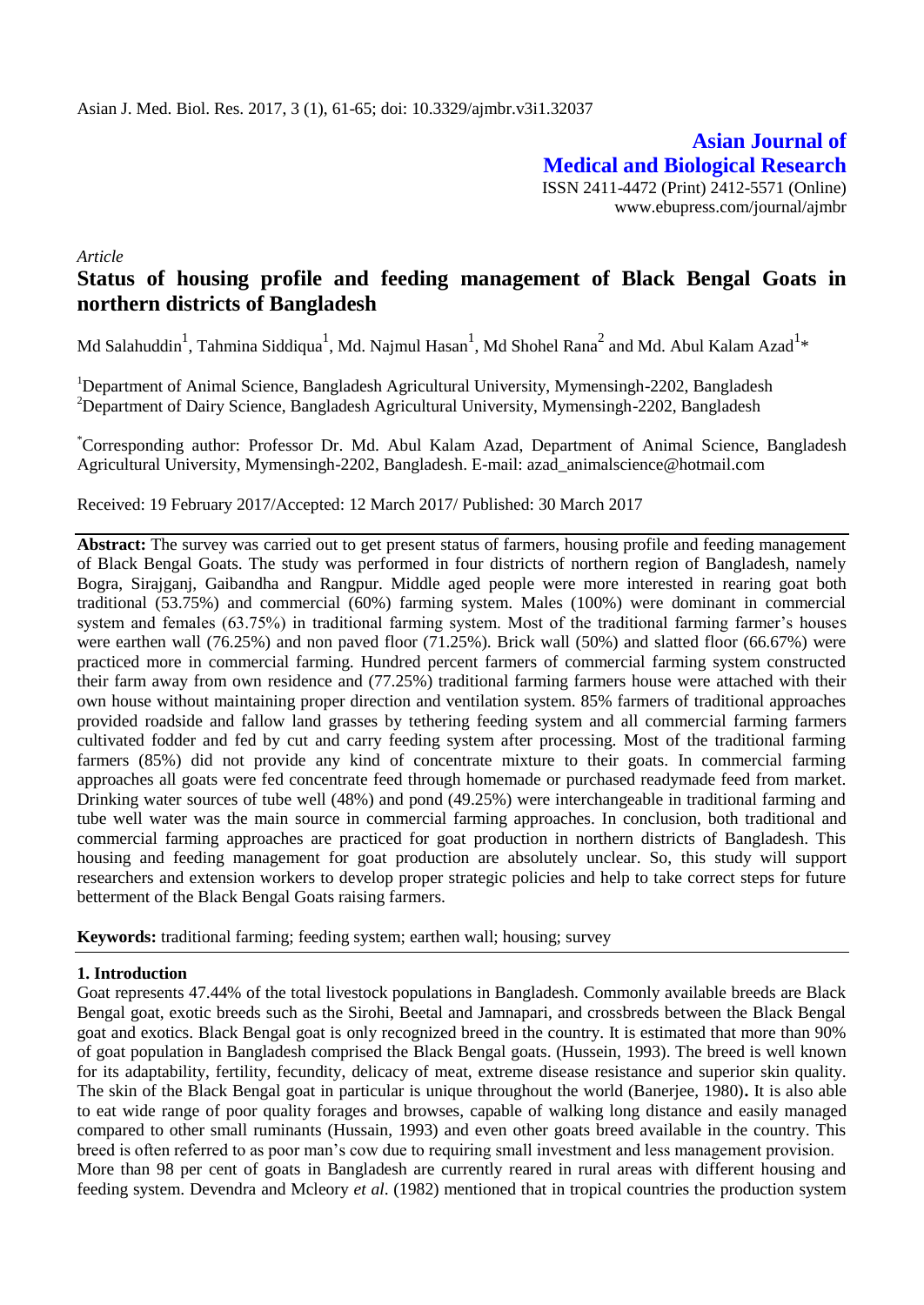**Asian Journal of Medical and Biological Research**

ISSN 2411-4472 (Print) 2412-5571 (Online)
www.ebupress.com/journal/ajmbr

*Article*

# Status of housing profile and feeding management of Black Bengal Goats in northern districts of Bangladesh

Md Salahuddin[1], Tahmina Siddiqua[1], Md. Najmul Hasan[1], Md Shohel Rana[2] and Md. Abul Kalam Azad[1]*

[1]Department of Animal Science, Bangladesh Agricultural University, Mymensingh-2202, Bangladesh
[2]Department of Dairy Science, Bangladesh Agricultural University, Mymensingh-2202, Bangladesh

*Corresponding author: Professor Dr. Md. Abul Kalam Azad, Department of Animal Science, Bangladesh Agricultural University, Mymensingh-2202, Bangladesh. E-mail: azad_animalscience@hotmail.com

Received: 19 February 2017/Accepted: 12 March 2017/ Published: 30 March 2017

**Abstract:** The survey was carried out to get present status of farmers, housing profile and feeding management of Black Bengal Goats. The study was performed in four districts of northern region of Bangladesh, namely Bogra, Sirajganj, Gaibandha and Rangpur. Middle aged people were more interested in rearing goat both traditional (53.75%) and commercial (60%) farming system. Males (100%) were dominant in commercial system and females (63.75%) in traditional farming system. Most of the traditional farming farmer's houses were earthen wall (76.25%) and non paved floor (71.25%). Brick wall (50%) and slatted floor (66.67%) were practiced more in commercial farming. Hundred percent farmers of commercial farming system constructed their farm away from own residence and (77.25%) traditional farming farmers house were attached with their own house without maintaining proper direction and ventilation system. 85% farmers of traditional approaches provided roadside and fallow land grasses by tethering feeding system and all commercial farming farmers cultivated fodder and fed by cut and carry feeding system after processing. Most of the traditional farming farmers (85%) did not provide any kind of concentrate mixture to their goats. In commercial farming approaches all goats were fed concentrate feed through homemade or purchased readymade feed from market. Drinking water sources of tube well (48%) and pond (49.25%) were interchangeable in traditional farming and tube well water was the main source in commercial farming approaches. In conclusion, both traditional and commercial farming approaches are practiced for goat production in northern districts of Bangladesh. This housing and feeding management for goat production are absolutely unclear. So, this study will support researchers and extension workers to develop proper strategic policies and help to take correct steps for future betterment of the Black Bengal Goats raising farmers.

**Keywords:** traditional farming; feeding system; earthen wall; housing; survey

## 1. Introduction

Goat represents 47.44% of the total livestock populations in Bangladesh. Commonly available breeds are Black Bengal goat, exotic breeds such as the Sirohi, Beetal and Jamnapari, and crossbreds between the Black Bengal goat and exotics. Black Bengal goat is only recognized breed in the country. It is estimated that more than 90% of goat population in Bangladesh comprised the Black Bengal goats. (Hussein, 1993). The breed is well known for its adaptability, fertility, fecundity, delicacy of meat, extreme disease resistance and superior skin quality. The skin of the Black Bengal goat in particular is unique throughout the world (Banerjee, 1980)**.** It is also able to eat wide range of poor quality forages and browses, capable of walking long distance and easily managed compared to other small ruminants (Hussain, 1993) and even other goats breed available in the country. This breed is often referred to as poor man's cow due to requiring small investment and less management provision.

More than 98 per cent of goats in Bangladesh are currently reared in rural areas with different housing and feeding system. Devendra and Mcleory *et al*. (1982) mentioned that in tropical countries the production system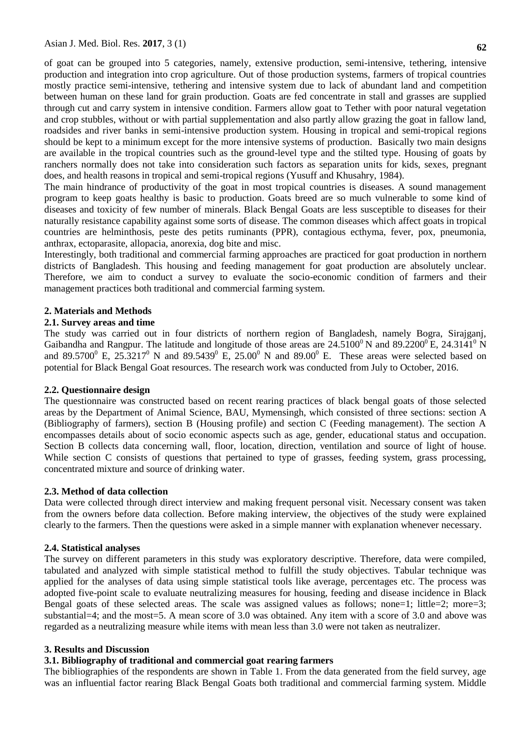of goat can be grouped into 5 categories, namely, extensive production, semi-intensive, tethering, intensive production and integration into crop agriculture. Out of those production systems, farmers of tropical countries mostly practice semi-intensive, tethering and intensive system due to lack of abundant land and competition between human on these land for grain production. Goats are fed concentrate in stall and grasses are supplied through cut and carry system in intensive condition. Farmers allow goat to Tether with poor natural vegetation and crop stubbles, without or with partial supplementation and also partly allow grazing the goat in fallow land, roadsides and river banks in semi-intensive production system. Housing in tropical and semi-tropical regions should be kept to a minimum except for the more intensive systems of production. Basically two main designs are available in the tropical countries such as the ground-level type and the stilted type. Housing of goats by ranchers normally does not take into consideration such factors as separation units for kids, sexes, pregnant does, and health reasons in tropical and semi-tropical regions (Yusuff and Khusahry, 1984).

The main hindrance of productivity of the goat in most tropical countries is diseases. A sound management program to keep goats healthy is basic to production. Goats breed are so much vulnerable to some kind of diseases and toxicity of few number of minerals. Black Bengal Goats are less susceptible to diseases for their naturally resistance capability against some sorts of disease. The common diseases which affect goats in tropical countries are helminthosis, peste des petits ruminants (PPR), contagious ecthyma, fever, pox, pneumonia, anthrax, ectoparasite, allopacia, anorexia, dog bite and misc.

Interestingly, both traditional and commercial farming approaches are practiced for goat production in northern districts of Bangladesh. This housing and feeding management for goat production are absolutely unclear. Therefore, we aim to conduct a survey to evaluate the socio-economic condition of farmers and their management practices both traditional and commercial farming system.

## 2. Materials and Methods

### 2.1. Survey areas and time

The study was carried out in four districts of northern region of Bangladesh, namely Bogra, Sirajganj, Gaibandha and Rangpur. The latitude and longitude of those areas are $24.5100^0$ N and $89.2200^0$ E, $24.3141^0$ N and $89.5700^0$ E, $25.3217^0$ N and $89.5439^0$ E, $25.00^0$ N and $89.00^0$ E. These areas were selected based on potential for Black Bengal Goat resources. The research work was conducted from July to October, 2016.

### 2.2. Questionnaire design

The questionnaire was constructed based on recent rearing practices of black bengal goats of those selected areas by the Department of Animal Science, BAU, Mymensingh, which consisted of three sections: section A (Bibliography of farmers), section B (Housing profile) and section C (Feeding management). The section A encompasses details about of socio economic aspects such as age, gender, educational status and occupation. Section B collects data concerning wall, floor, location, direction, ventilation and source of light of house. While section C consists of questions that pertained to type of grasses, feeding system, grass processing, concentrated mixture and source of drinking water.

### 2.3. Method of data collection

Data were collected through direct interview and making frequent personal visit. Necessary consent was taken from the owners before data collection. Before making interview, the objectives of the study were explained clearly to the farmers. Then the questions were asked in a simple manner with explanation whenever necessary.

### 2.4. Statistical analyses

The survey on different parameters in this study was exploratory descriptive. Therefore, data were compiled, tabulated and analyzed with simple statistical method to fulfill the study objectives. Tabular technique was applied for the analyses of data using simple statistical tools like average, percentages etc. The process was adopted five-point scale to evaluate neutralizing measures for housing, feeding and disease incidence in Black Bengal goats of these selected areas. The scale was assigned values as follows; none=1; little=2; more=3; substantial=4; and the most=5. A mean score of 3.0 was obtained. Any item with a score of 3.0 and above was regarded as a neutralizing measure while items with mean less than 3.0 were not taken as neutralizer.

## 3. Results and Discussion

### 3.1. Bibliography of traditional and commercial goat rearing farmers

The bibliographies of the respondents are shown in Table 1. From the data generated from the field survey, age was an influential factor rearing Black Bengal Goats both traditional and commercial farming system. Middle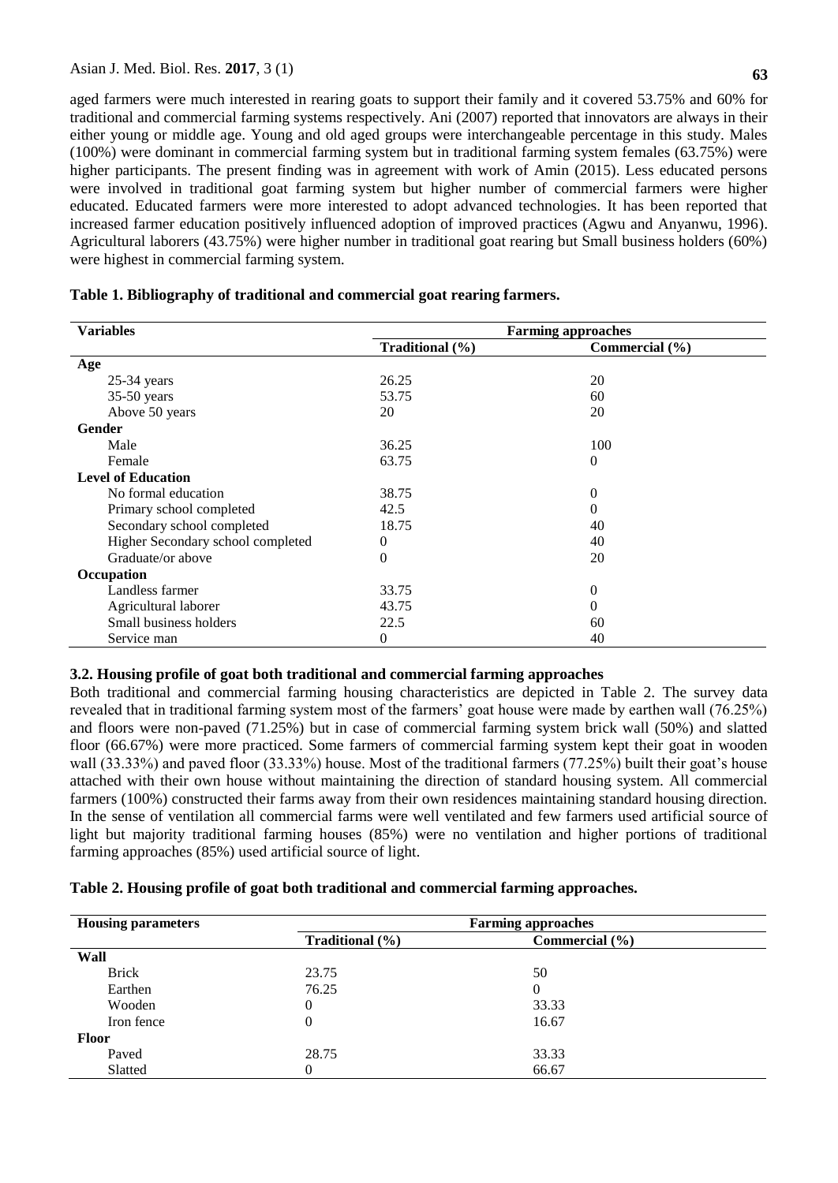aged farmers were much interested in rearing goats to support their family and it covered 53.75% and 60% for traditional and commercial farming systems respectively. Ani (2007) reported that innovators are always in their either young or middle age. Young and old aged groups were interchangeable percentage in this study. Males (100%) were dominant in commercial farming system but in traditional farming system females (63.75%) were higher participants. The present finding was in agreement with work of Amin (2015). Less educated persons were involved in traditional goat farming system but higher number of commercial farmers were higher educated. Educated farmers were more interested to adopt advanced technologies. It has been reported that increased farmer education positively influenced adoption of improved practices (Agwu and Anyanwu, 1996). Agricultural laborers (43.75%) were higher number in traditional goat rearing but Small business holders (60%) were highest in commercial farming system.

**Table 1. Bibliography of traditional and commercial goat rearing farmers.**

| Variables | Farming approaches | |
|---|---|---|
| | Traditional (%) | Commercial (%) |
| **Age** | | |
| 25-34 years | 26.25 | 20 |
| 35-50 years | 53.75 | 60 |
| Above 50 years | 20 | 20 |
| **Gender** | | |
| Male | 36.25 | 100 |
| Female | 63.75 | 0 |
| **Level of Education** | | |
| No formal education | 38.75 | 0 |
| Primary school completed | 42.5 | 0 |
| Secondary school completed | 18.75 | 40 |
| Higher Secondary school completed | 0 | 40 |
| Graduate/or above | 0 | 20 |
| **Occupation** | | |
| Landless farmer | 33.75 | 0 |
| Agricultural laborer | 43.75 | 0 |
| Small business holders | 22.5 | 60 |
| Service man | 0 | 40 |

### 3.2. Housing profile of goat both traditional and commercial farming approaches

Both traditional and commercial farming housing characteristics are depicted in Table 2. The survey data revealed that in traditional farming system most of the farmers' goat house were made by earthen wall (76.25%) and floors were non-paved (71.25%) but in case of commercial farming system brick wall (50%) and slatted floor (66.67%) were more practiced. Some farmers of commercial farming system kept their goat in wooden wall (33.33%) and paved floor (33.33%) house. Most of the traditional farmers (77.25%) built their goat's house attached with their own house without maintaining the direction of standard housing system. All commercial farmers (100%) constructed their farms away from their own residences maintaining standard housing direction. In the sense of ventilation all commercial farms were well ventilated and few farmers used artificial source of light but majority traditional farming houses (85%) were no ventilation and higher portions of traditional farming approaches (85%) used artificial source of light.

**Table 2. Housing profile of goat both traditional and commercial farming approaches.**

| Housing parameters | Farming approaches | |
|---|---|---|
| | Traditional (%) | Commercial (%) |
| **Wall** | | |
| Brick | 23.75 | 50 |
| Earthen | 76.25 | 0 |
| Wooden | 0 | 33.33 |
| Iron fence | 0 | 16.67 |
| **Floor** | | |
| Paved | 28.75 | 33.33 |
| Slatted | 0 | 66.67 |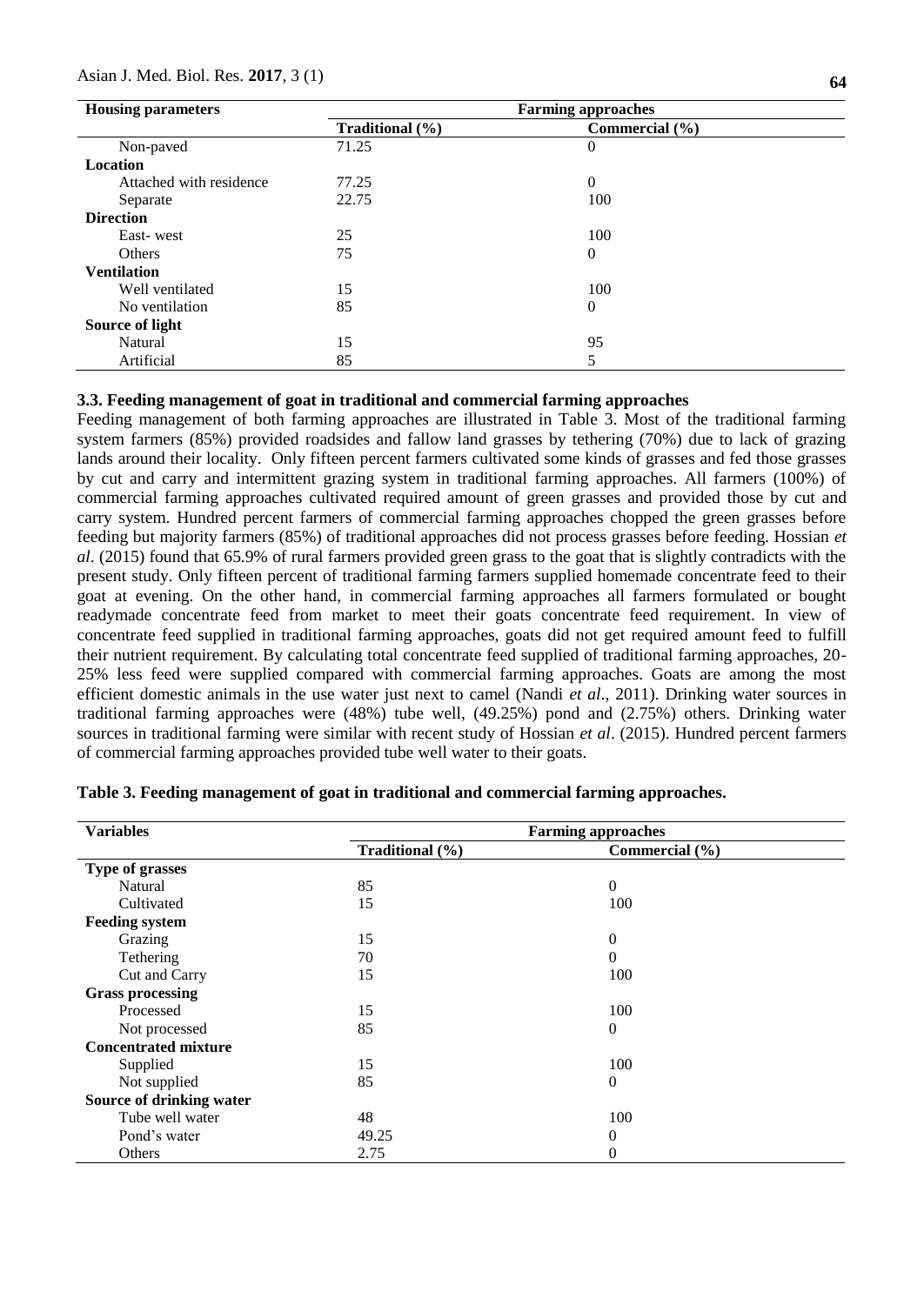| Housing parameters | Farming approaches | |
|---|---|---|
| | Traditional (%) | Commercial (%) |
| Non-paved | 71.25 | 0 |
| **Location** | | |
| Attached with residence | 77.25 | 0 |
| Separate | 22.75 | 100 |
| **Direction** | | |
| East- west | 25 | 100 |
| Others | 75 | 0 |
| **Ventilation** | | |
| Well ventilated | 15 | 100 |
| No ventilation | 85 | 0 |
| **Source of light** | | |
| Natural | 15 | 95 |
| Artificial | 85 | 5 |

### 3.3. Feeding management of goat in traditional and commercial farming approaches

Feeding management of both farming approaches are illustrated in Table 3. Most of the traditional farming system farmers (85%) provided roadsides and fallow land grasses by tethering (70%) due to lack of grazing lands around their locality. Only fifteen percent farmers cultivated some kinds of grasses and fed those grasses by cut and carry and intermittent grazing system in traditional farming approaches. All farmers (100%) of commercial farming approaches cultivated required amount of green grasses and provided those by cut and carry system. Hundred percent farmers of commercial farming approaches chopped the green grasses before feeding but majority farmers (85%) of traditional approaches did not process grasses before feeding. Hossian *et al*. (2015) found that 65.9% of rural farmers provided green grass to the goat that is slightly contradicts with the present study. Only fifteen percent of traditional farming farmers supplied homemade concentrate feed to their goat at evening. On the other hand, in commercial farming approaches all farmers formulated or bought readymade concentrate feed from market to meet their goats concentrate feed requirement. In view of concentrate feed supplied in traditional farming approaches, goats did not get required amount feed to fulfill their nutrient requirement. By calculating total concentrate feed supplied of traditional farming approaches, 20-25% less feed were supplied compared with commercial farming approaches. Goats are among the most efficient domestic animals in the use water just next to camel (Nandi *et al*., 2011). Drinking water sources in traditional farming approaches were (48%) tube well, (49.25%) pond and (2.75%) others. Drinking water sources in traditional farming were similar with recent study of Hossian *et al*. (2015). Hundred percent farmers of commercial farming approaches provided tube well water to their goats.

**Table 3. Feeding management of goat in traditional and commercial farming approaches.**

| Variables | Farming approaches | |
|---|---|---|
| | Traditional (%) | Commercial (%) |
| **Type of grasses** | | |
| Natural | 85 | 0 |
| Cultivated | 15 | 100 |
| **Feeding system** | | |
| Grazing | 15 | 0 |
| Tethering | 70 | 0 |
| Cut and Carry | 15 | 100 |
| **Grass processing** | | |
| Processed | 15 | 100 |
| Not processed | 85 | 0 |
| **Concentrated mixture** | | |
| Supplied | 15 | 100 |
| Not supplied | 85 | 0 |
| **Source of drinking water** | | |
| Tube well water | 48 | 100 |
| Pond's water | 49.25 | 0 |
| Others | 2.75 | 0 |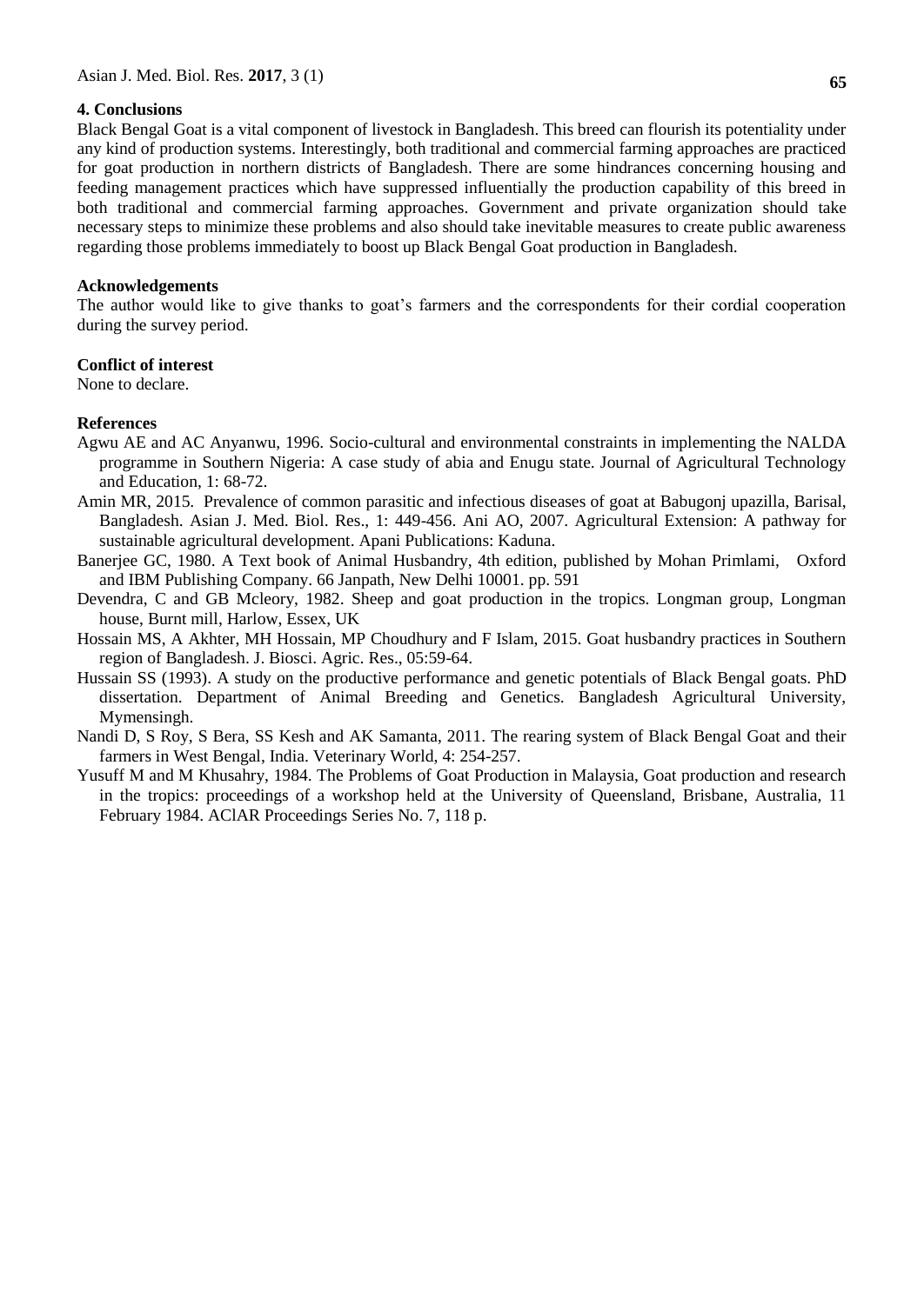## 4. Conclusions

Black Bengal Goat is a vital component of livestock in Bangladesh. This breed can flourish its potentiality under any kind of production systems. Interestingly, both traditional and commercial farming approaches are practiced for goat production in northern districts of Bangladesh. There are some hindrances concerning housing and feeding management practices which have suppressed influentially the production capability of this breed in both traditional and commercial farming approaches. Government and private organization should take necessary steps to minimize these problems and also should take inevitable measures to create public awareness regarding those problems immediately to boost up Black Bengal Goat production in Bangladesh.

## Acknowledgements

The author would like to give thanks to goat's farmers and the correspondents for their cordial cooperation during the survey period.

## Conflict of interest

None to declare.

## References

Agwu AE and AC Anyanwu, 1996. Socio-cultural and environmental constraints in implementing the NALDA programme in Southern Nigeria: A case study of abia and Enugu state. Journal of Agricultural Technology and Education, 1: 68-72.

Amin MR, 2015. Prevalence of common parasitic and infectious diseases of goat at Babugonj upazilla, Barisal, Bangladesh. Asian J. Med. Biol. Res., 1: 449-456. Ani AO, 2007. Agricultural Extension: A pathway for sustainable agricultural development. Apani Publications: Kaduna.

Banerjee GC, 1980. A Text book of Animal Husbandry, 4th edition, published by Mohan Primlami, Oxford and IBM Publishing Company. 66 Janpath, New Delhi 10001. pp. 591

Devendra, C and GB Mcleory, 1982. Sheep and goat production in the tropics. Longman group, Longman house, Burnt mill, Harlow, Essex, UK

Hossain MS, A Akhter, MH Hossain, MP Choudhury and F Islam, 2015. Goat husbandry practices in Southern region of Bangladesh. J. Biosci. Agric. Res., 05:59-64.

Hussain SS (1993). A study on the productive performance and genetic potentials of Black Bengal goats. PhD dissertation. Department of Animal Breeding and Genetics. Bangladesh Agricultural University, Mymensingh.

Nandi D, S Roy, S Bera, SS Kesh and AK Samanta, 2011. The rearing system of Black Bengal Goat and their farmers in West Bengal, India. Veterinary World, 4: 254-257.

Yusuff M and M Khusahry, 1984. The Problems of Goat Production in Malaysia, Goat production and research in the tropics: proceedings of a workshop held at the University of Queensland, Brisbane, Australia, 11 February 1984. AClAR Proceedings Series No. 7, 118 p.